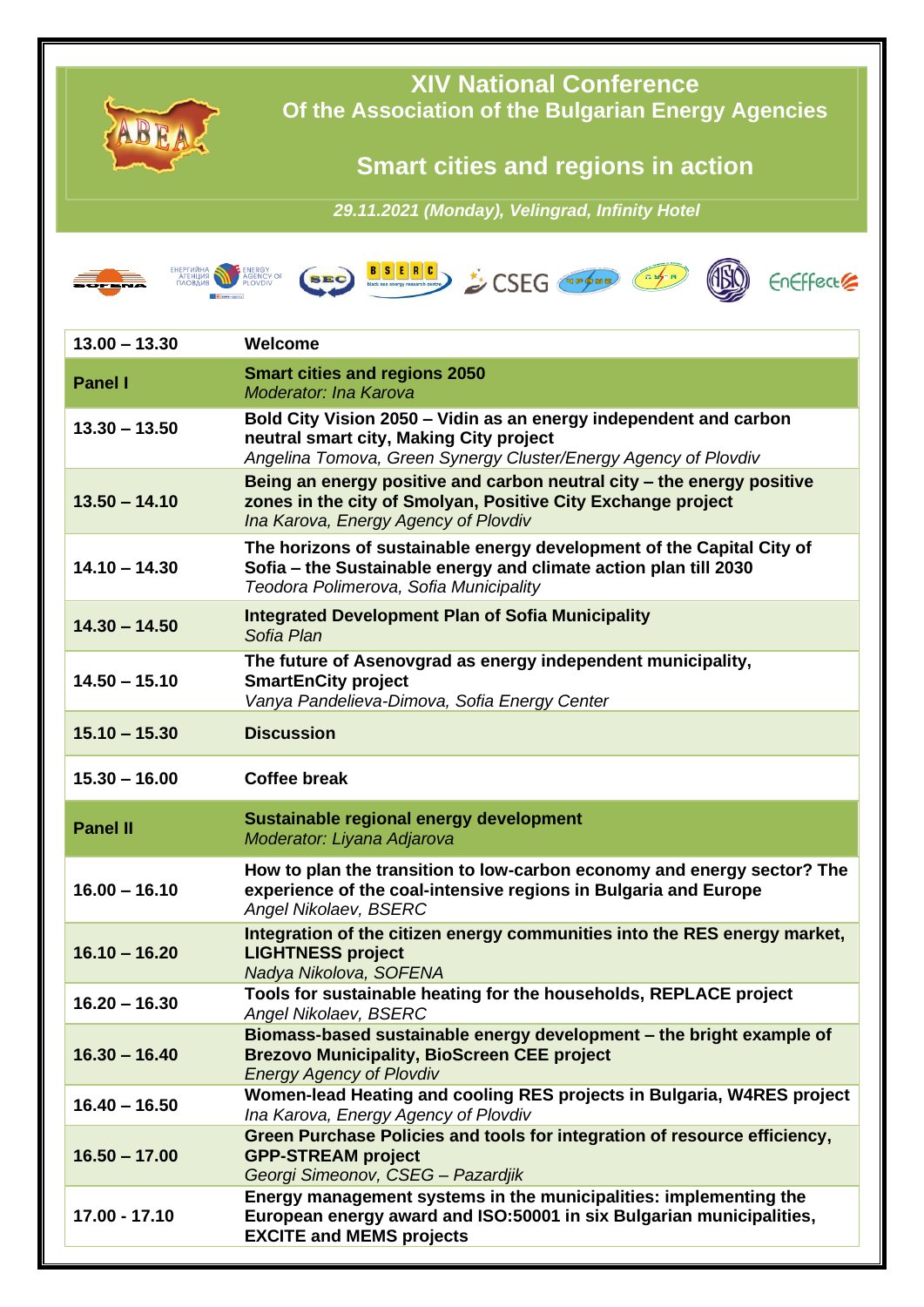# XIV National Conference
## Of the Association of the Bulgarian Energy Agencies

## Smart cities and regions in action

*29.11.2021 (Monday), Velingrad, Infinity Hotel*

| | |
|---|---|
| **13.00 – 13.30** | **Welcome** |
| **Panel I** | **Smart cities and regions 2050**<br>*Moderator: Ina Karova* |
| **13.30 – 13.50** | **Bold City Vision 2050 – Vidin as an energy independent and carbon neutral smart city, Making City project**<br>*Angelina Tomova, Green Synergy Cluster/Energy Agency of Plovdiv* |
| **13.50 – 14.10** | **Being an energy positive and carbon neutral city – the energy positive zones in the city of Smolyan, Positive City Exchange project**<br>*Ina Karova, Energy Agency of Plovdiv* |
| **14.10 – 14.30** | **The horizons of sustainable energy development of the Capital City of Sofia – the Sustainable energy and climate action plan till 2030**<br>*Teodora Polimerova, Sofia Municipality* |
| **14.30 – 14.50** | **Integrated Development Plan of Sofia Municipality**<br>*Sofia Plan* |
| **14.50 – 15.10** | **The future of Asenovgrad as energy independent municipality, SmartEnCity project**<br>*Vanya Pandelieva-Dimova, Sofia Energy Center* |
| **15.10 – 15.30** | **Discussion** |
| **15.30 – 16.00** | **Coffee break** |
| **Panel II** | **Sustainable regional energy development**<br>*Moderator: Liyana Adjarova* |
| **16.00 – 16.10** | **How to plan the transition to low-carbon economy and energy sector? The experience of the coal-intensive regions in Bulgaria and Europe**<br>*Angel Nikolaev, BSERC* |
| **16.10 – 16.20** | **Integration of the citizen energy communities into the RES energy market, LIGHTNESS project**<br>*Nadya Nikolova, SOFENA* |
| **16.20 – 16.30** | **Tools for sustainable heating for the households, REPLACE project**<br>*Angel Nikolaev, BSERC* |
| **16.30 – 16.40** | **Biomass-based sustainable energy development – the bright example of Brezovo Municipality, BioScreen CEE project**<br>*Energy Agency of Plovdiv* |
| **16.40 – 16.50** | **Women-lead Heating and cooling RES projects in Bulgaria, W4RES project**<br>*Ina Karova, Energy Agency of Plovdiv* |
| **16.50 – 17.00** | **Green Purchase Policies and tools for integration of resource efficiency, GPP-STREAM project**<br>*Georgi Simeonov, CSEG – Pazardjik* |
| **17.00 - 17.10** | **Energy management systems in the municipalities: implementing the European energy award and ISO:50001 in six Bulgarian municipalities, EXCITE and MEMS projects** |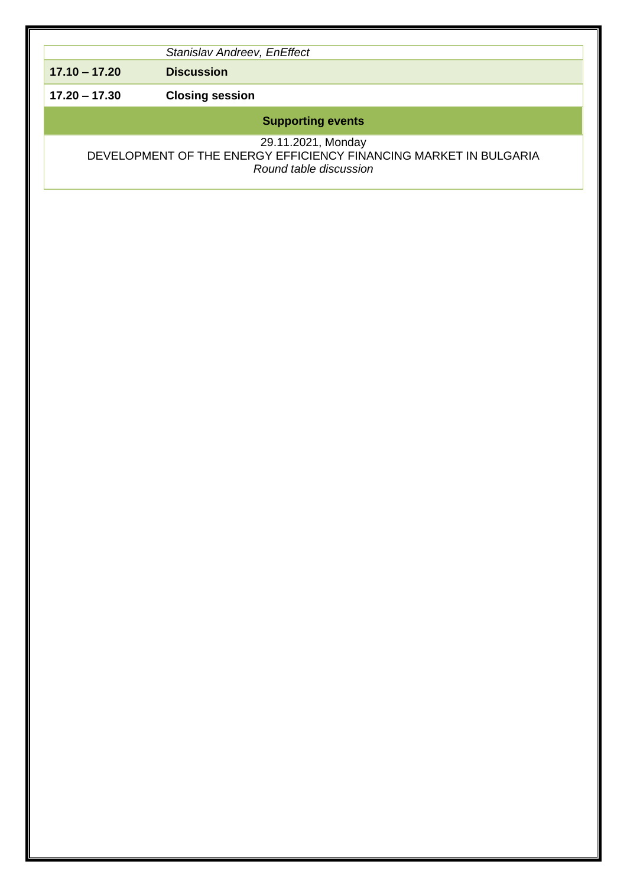| | |
|---|---|
| | *Stanislav Andreev, EnEffect* |
| **17.10 – 17.20** | **Discussion** |
| **17.20 – 17.30** | **Closing session** |

**Supporting events**

29.11.2021, Monday

DEVELOPMENT OF THE ENERGY EFFICIENCY FINANCING MARKET IN BULGARIA

*Round table discussion*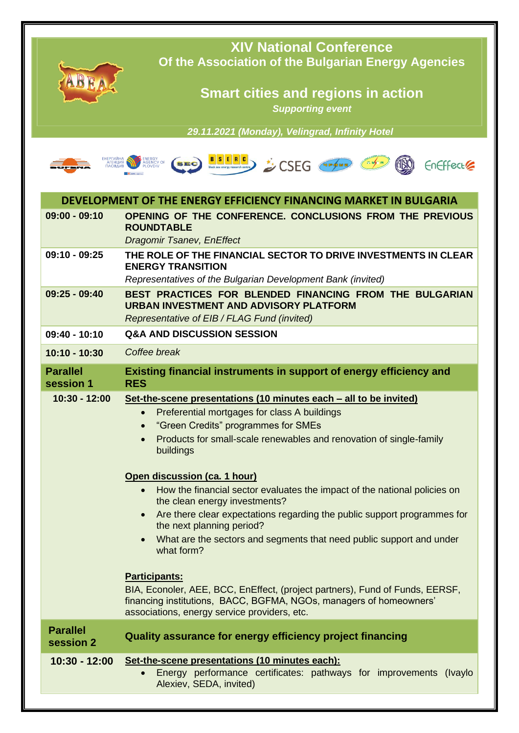# XIV National Conference
## Of the Association of the Bulgarian Energy Agencies

## Smart cities and regions in action

***Supporting event***

***29.11.2021 (Monday), Velingrad, Infinity Hotel***

| DEVELOPMENT OF THE ENERGY EFFICIENCY FINANCING MARKET IN BULGARIA | |
|---|---|
| **09:00 - 09:10** | **OPENING OF THE CONFERENCE. CONCLUSIONS FROM THE PREVIOUS ROUNDTABLE**<br>*Dragomir Tsanev, EnEffect* |
| **09:10 - 09:25** | **THE ROLE OF THE FINANCIAL SECTOR TO DRIVE INVESTMENTS IN CLEAR ENERGY TRANSITION**<br>*Representatives of the Bulgarian Development Bank (invited)* |
| **09:25 - 09:40** | **BEST PRACTICES FOR BLENDED FINANCING FROM THE BULGARIAN URBAN INVESTMENT AND ADVISORY PLATFORM**<br>*Representative of EIB / FLAG Fund (invited)* |
| **09:40 - 10:10** | **Q&A AND DISCUSSION SESSION** |
| **10:10 - 10:30** | *Coffee break* |
| **Parallel session 1** | **Existing financial instruments in support of energy efficiency and RES** |
| **10:30 - 12:00** | **Set-the-scene presentations (10 minutes each – all to be invited)**<br>• Preferential mortgages for class A buildings<br>• “Green Credits” programmes for SMEs<br>• Products for small-scale renewables and renovation of single-family buildings<br><br>**Open discussion (ca. 1 hour)**<br>• How the financial sector evaluates the impact of the national policies on the clean energy investments?<br>• Are there clear expectations regarding the public support programmes for the next planning period?<br>• What are the sectors and segments that need public support and under what form?<br><br>**Participants:**<br>BIA, Econoler, AEE, BCC, EnEffect, (project partners), Fund of Funds, EERSF, financing institutions, BACC, BGFMA, NGOs, managers of homeowners’ associations, energy service providers, etc. |
| **Parallel session 2** | **Quality assurance for energy efficiency project financing** |
| **10:30 - 12:00** | **Set-the-scene presentations (10 minutes each):**<br>• Energy performance certificates: pathways for improvements (Ivaylo Alexiev, SEDA, invited) |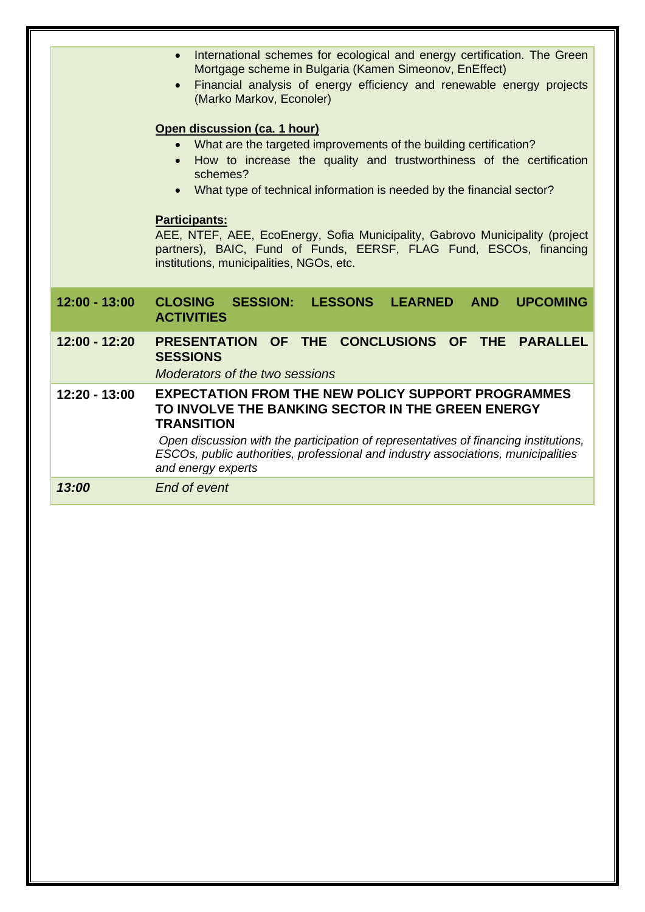| | |
|---|---|
| | • International schemes for ecological and energy certification. The Green Mortgage scheme in Bulgaria (Kamen Simeonov, EnEffect)<br>• Financial analysis of energy efficiency and renewable energy projects (Marko Markov, Econoler)<br><br>**Open discussion (ca. 1 hour)**<br>• What are the targeted improvements of the building certification?<br>• How to increase the quality and trustworthiness of the certification schemes?<br>• What type of technical information is needed by the financial sector?<br><br>**Participants:**<br>AEE, NTEF, AEE, EcoEnergy, Sofia Municipality, Gabrovo Municipality (project partners), BAIC, Fund of Funds, EERSF, FLAG Fund, ESCOs, financing institutions, municipalities, NGOs, etc. |
| **12:00 - 13:00** | **CLOSING SESSION: LESSONS LEARNED AND UPCOMING ACTIVITIES** |
| **12:00 - 12:20** | **PRESENTATION OF THE CONCLUSIONS OF THE PARALLEL SESSIONS**<br>*Moderators of the two sessions* |
| **12:20 - 13:00** | **EXPECTATION FROM THE NEW POLICY SUPPORT PROGRAMMES TO INVOLVE THE BANKING SECTOR IN THE GREEN ENERGY TRANSITION**<br>*Open discussion with the participation of representatives of financing institutions, ESCOs, public authorities, professional and industry associations, municipalities and energy experts* |
| ***13:00*** | *End of event* |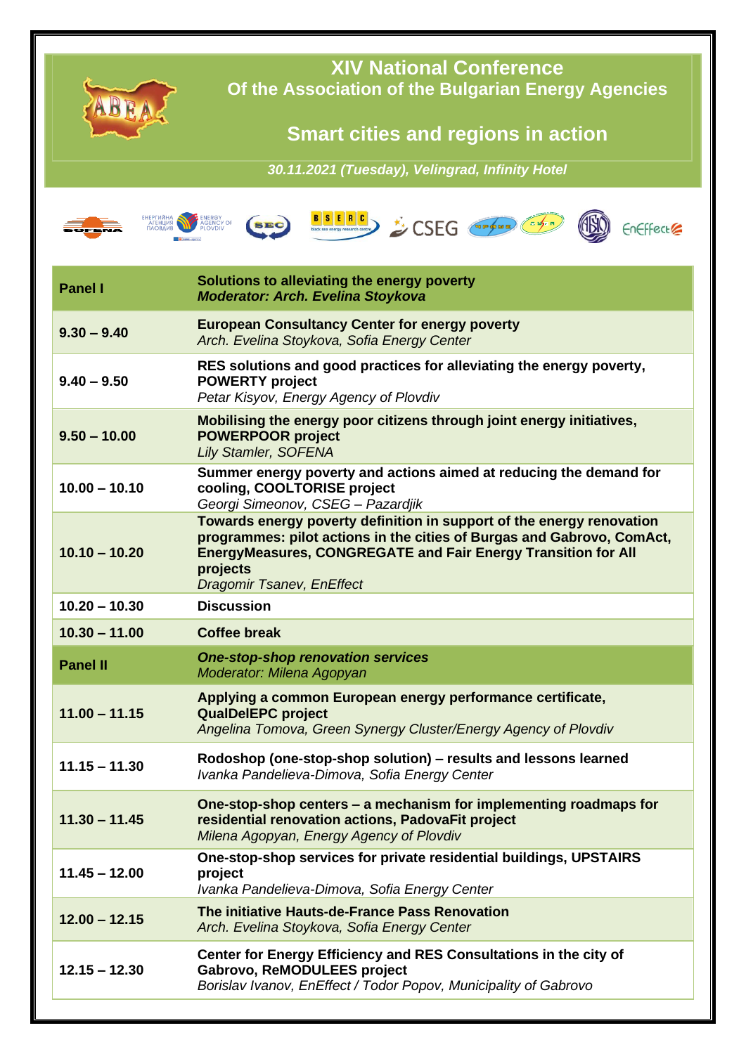# XIV National Conference
## Of the Association of the Bulgarian Energy Agencies

## Smart cities and regions in action

*30.11.2021 (Tuesday), Velingrad, Infinity Hotel*

| **Panel I** | **Solutions to alleviating the energy poverty**<br>***Moderator: Arch. Evelina Stoykova*** |
|---|---|
| **9.30 – 9.40** | **European Consultancy Center for energy poverty**<br>*Arch. Evelina Stoykova, Sofia Energy Center* |
| **9.40 – 9.50** | **RES solutions and good practices for alleviating the energy poverty, POWERTY project**<br>*Petar Kisyov, Energy Agency of Plovdiv* |
| **9.50 – 10.00** | **Mobilising the energy poor citizens through joint energy initiatives, POWERPOOR project**<br>*Lily Stamler, SOFENA* |
| **10.00 – 10.10** | **Summer energy poverty and actions aimed at reducing the demand for cooling, COOLTORISE project**<br>*Georgi Simeonov, CSEG – Pazardjik* |
| **10.10 – 10.20** | **Towards energy poverty definition in support of the energy renovation programmes: pilot actions in the cities of Burgas and Gabrovo, ComAct, EnergyMeasures, CONGREGATE and Fair Energy Transition for All projects**<br>*Dragomir Tsanev, EnEffect* |
| **10.20 – 10.30** | **Discussion** |
| **10.30 – 11.00** | **Coffee break** |
| **Panel II** | ***One-stop-shop renovation services***<br>*Moderator: Milena Agopyan* |
| **11.00 – 11.15** | **Applying a common European energy performance certificate, QualDeIEPC project**<br>*Angelina Tomova, Green Synergy Cluster/Energy Agency of Plovdiv* |
| **11.15 – 11.30** | **Rodoshop (one-stop-shop solution) – results and lessons learned**<br>*Ivanka Pandelieva-Dimova, Sofia Energy Center* |
| **11.30 – 11.45** | **One-stop-shop centers – a mechanism for implementing roadmaps for residential renovation actions, PadovaFit project**<br>*Milena Agopyan, Energy Agency of Plovdiv* |
| **11.45 – 12.00** | **One-stop-shop services for private residential buildings, UPSTAIRS project**<br>*Ivanka Pandelieva-Dimova, Sofia Energy Center* |
| **12.00 – 12.15** | **The initiative Hauts-de-France Pass Renovation**<br>*Arch. Evelina Stoykova, Sofia Energy Center* |
| **12.15 – 12.30** | **Center for Energy Efficiency and RES Consultations in the city of Gabrovo, ReMODULEES project**<br>*Borislav Ivanov, EnEffect / Todor Popov, Municipality of Gabrovo* |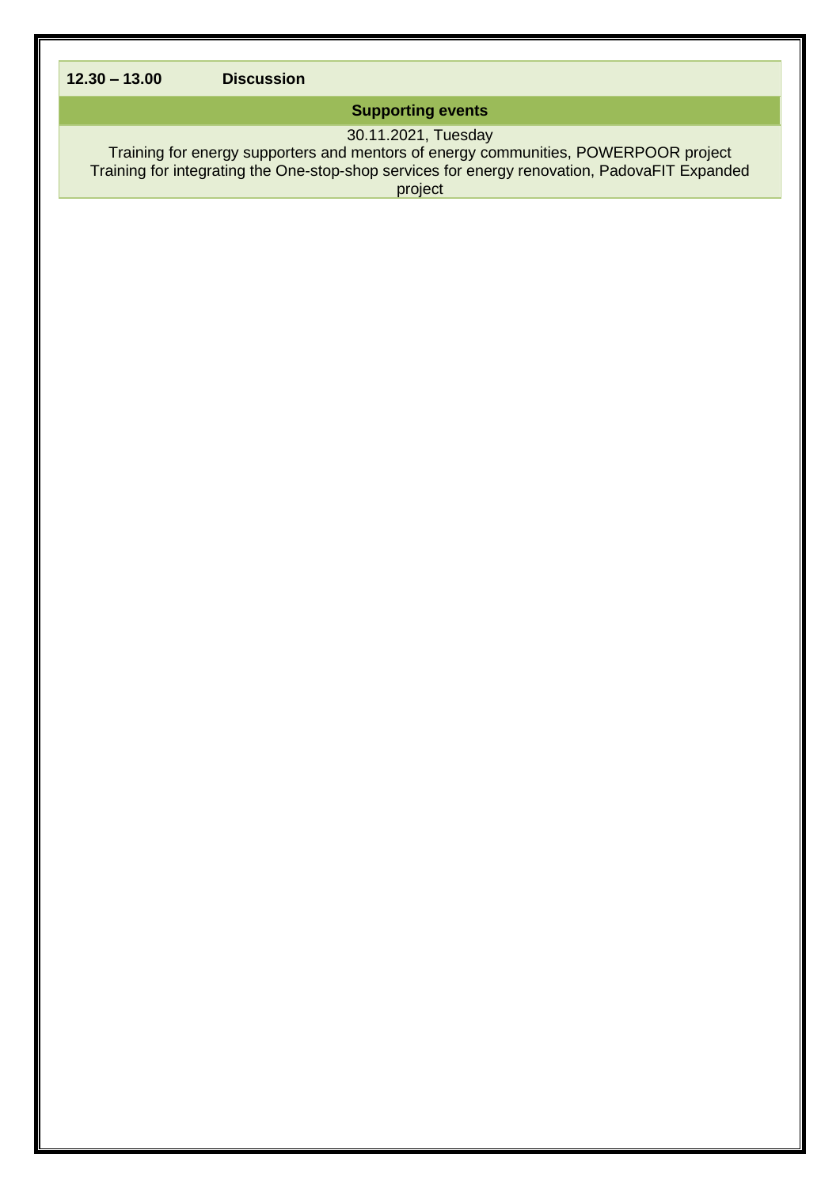| | |
|---|---|
| **12.30 – 13.00** | **Discussion** |

**Supporting events**

30.11.2021, Tuesday

Training for energy supporters and mentors of energy communities, POWERPOOR project

Training for integrating the One-stop-shop services for energy renovation, PadovaFIT Expanded project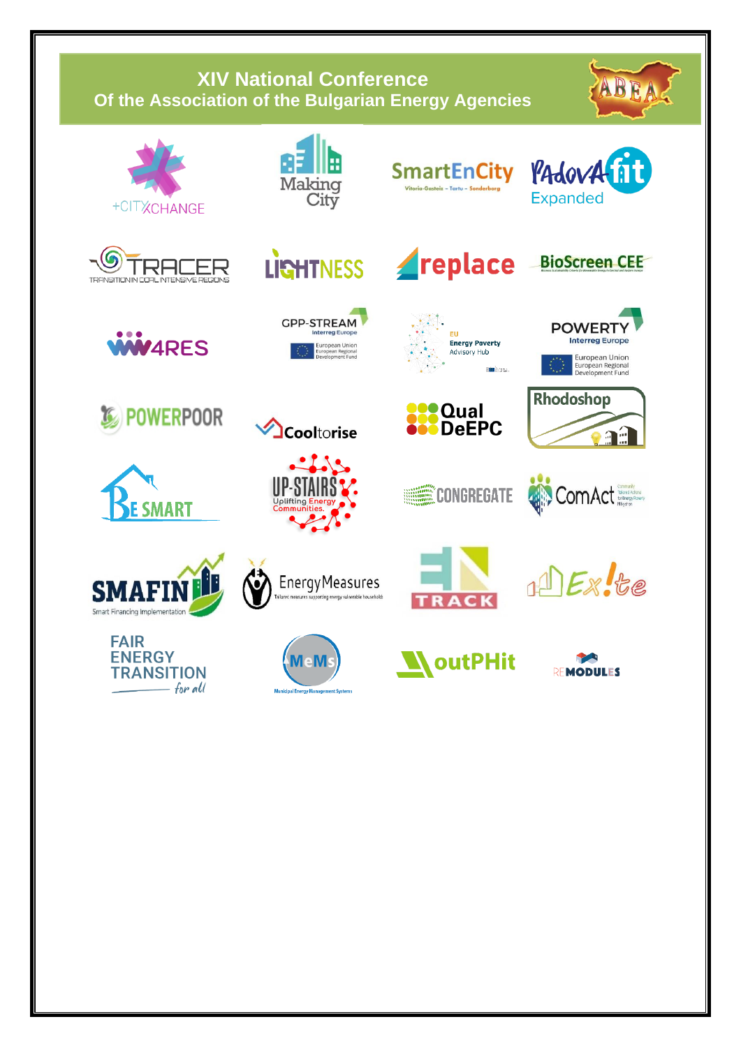# XIV National Conference
# Of the Association of the Bulgarian Energy Agencies

ABEA

+CITYxCHANGE

Making City

SmartEnCity
Vitoria-Gasteiz – Tartu – Sonderborg

PadovA fit Expanded

TRACER
TRANSITION IN COAL INTENSIVE REGIONS

LIGHTNESS

replace

BioScreen CEE

WW4RES

GPP-STREAM
Interreg Europe
European Union
European Regional Development Fund

EU
Energy Poverty
Advisory Hub

POWERTY
Interreg Europe
European Union
European Regional Development Fund

POWERPOOR

Cooltorise

Qual DeEPC

Rhodoshop

BE SMART

UP-STAIRS
Uplifting Energy Communities.

CONGREGATE

ComAct

SMAFIN
Smart Financing Implementation

EnergyMeasures

TRACK

Ex!te

FAIR ENERGY TRANSITION for all

MeMs
Municipal Energy Management Systems

outPHit

REMODULES